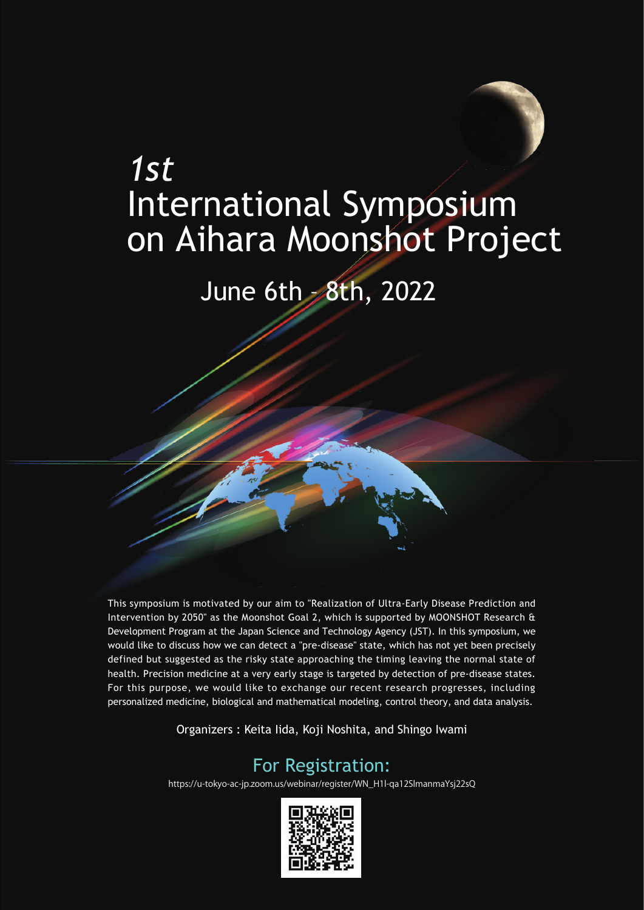*1st*

# International Symposium on Aihara Moonshot Project

## June 6th – 8th, 2022

This symposium is motivated by our aim to "Realization of Ultra-Early Disease Prediction and Intervention by 2050" as the Moonshot Goal 2, which is supported by MOONSHOT Research & Development Program at the Japan Science and Technology Agency (JST). In this symposium, we would like to discuss how we can detect a "pre-disease" state, which has not yet been precisely defined but suggested as the risky state approaching the timing leaving the normal state of health. Precision medicine at a very early stage is targeted by detection of pre-disease states. For this purpose, we would like to exchange our recent research progresses, including personalized medicine, biological and mathematical modeling, control theory, and data analysis.

Organizers : Keita Iida, Koji Noshita, and Shingo Iwami

## For Registration:

https://u-tokyo-ac-jp.zoom.us/webinar/register/WN_H1I-qa12SlmanmaYsj22sQ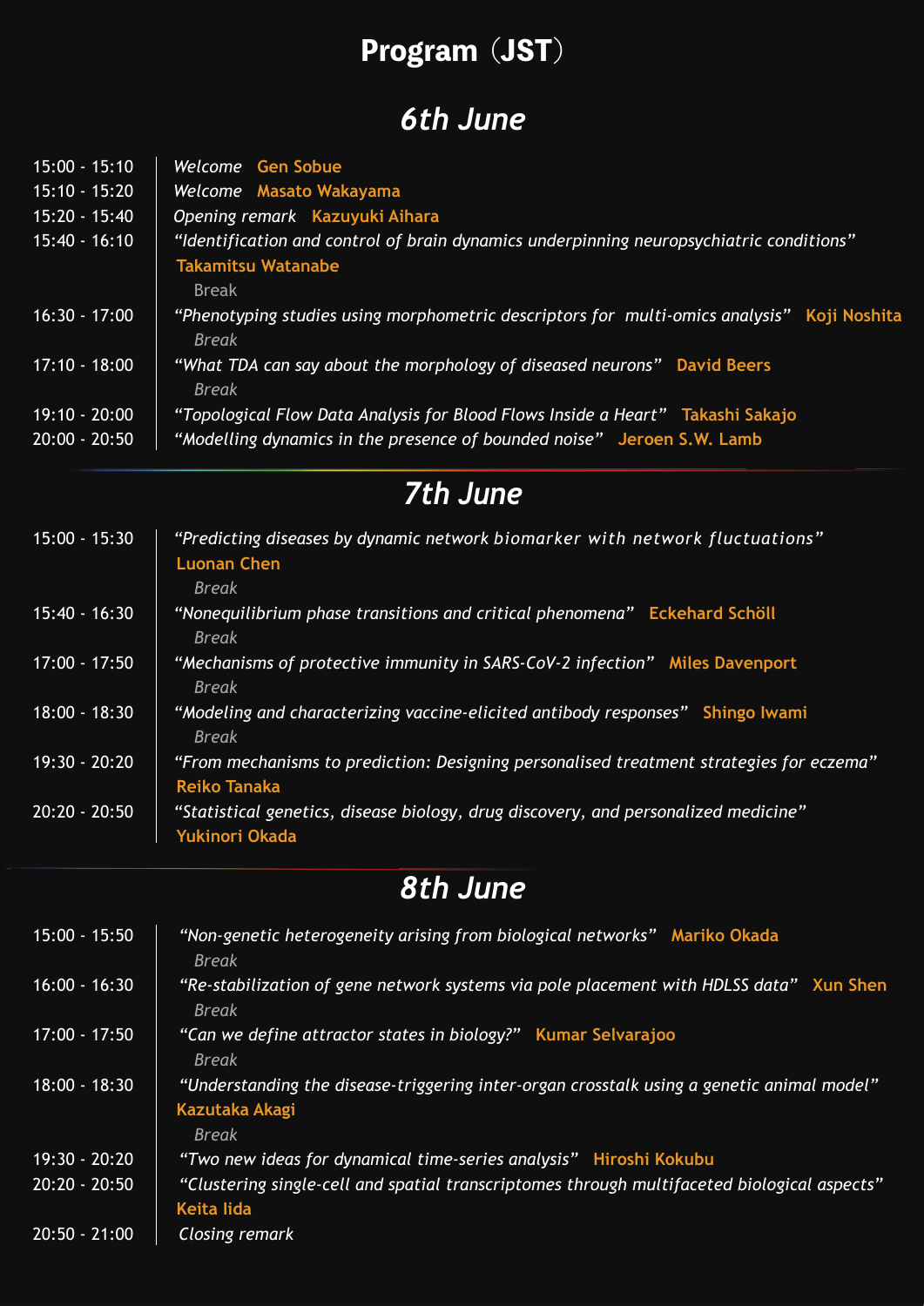# Program（JST）

## *6th June*

| | |
|---|---|
| 15:00 - 15:10 | *Welcome* **Gen Sobue** |
| 15:10 - 15:20 | *Welcome* **Masato Wakayama** |
| 15:20 - 15:40 | *Opening remark* **Kazuyuki Aihara** |
| 15:40 - 16:10 | *“Identification and control of brain dynamics underpinning neuropsychiatric conditions”* **Takamitsu Watanabe** |
| | Break |
| 16:30 - 17:00 | *“Phenotyping studies using morphometric descriptors for multi-omics analysis”* **Koji Noshita** |
| | *Break* |
| 17:10 - 18:00 | *“What TDA can say about the morphology of diseased neurons”* **David Beers** |
| | *Break* |
| 19:10 - 20:00 | *“Topological Flow Data Analysis for Blood Flows Inside a Heart”* **Takashi Sakajo** |
| 20:00 - 20:50 | *“Modelling dynamics in the presence of bounded noise”* **Jeroen S.W. Lamb** |

## *7th June*

| | |
|---|---|
| 15:00 - 15:30 | *“Predicting diseases by dynamic network biomarker with network fluctuations”* **Luonan Chen** |
| | *Break* |
| 15:40 - 16:30 | *“Nonequilibrium phase transitions and critical phenomena”* **Eckehard Schöll** |
| | *Break* |
| 17:00 - 17:50 | *“Mechanisms of protective immunity in SARS-CoV-2 infection”* **Miles Davenport** |
| | *Break* |
| 18:00 - 18:30 | *“Modeling and characterizing vaccine-elicited antibody responses”* **Shingo Iwami** |
| | *Break* |
| 19:30 - 20:20 | *“From mechanisms to prediction: Designing personalised treatment strategies for eczema”* **Reiko Tanaka** |
| 20:20 - 20:50 | *“Statistical genetics, disease biology, drug discovery, and personalized medicine”* **Yukinori Okada** |

## *8th June*

| | |
|---|---|
| 15:00 - 15:50 | *“Non-genetic heterogeneity arising from biological networks”* **Mariko Okada** |
| | *Break* |
| 16:00 - 16:30 | *“Re-stabilization of gene network systems via pole placement with HDLSS data”* **Xun Shen** |
| | *Break* |
| 17:00 - 17:50 | *“Can we define attractor states in biology?”* **Kumar Selvarajoo** |
| | *Break* |
| 18:00 - 18:30 | *“Understanding the disease-triggering inter-organ crosstalk using a genetic animal model”* **Kazutaka Akagi** |
| | *Break* |
| 19:30 - 20:20 | *“Two new ideas for dynamical time-series analysis”* **Hiroshi Kokubu** |
| 20:20 - 20:50 | *“Clustering single-cell and spatial transcriptomes through multifaceted biological aspects”* **Keita Iida** |
| 20:50 - 21:00 | *Closing remark* |